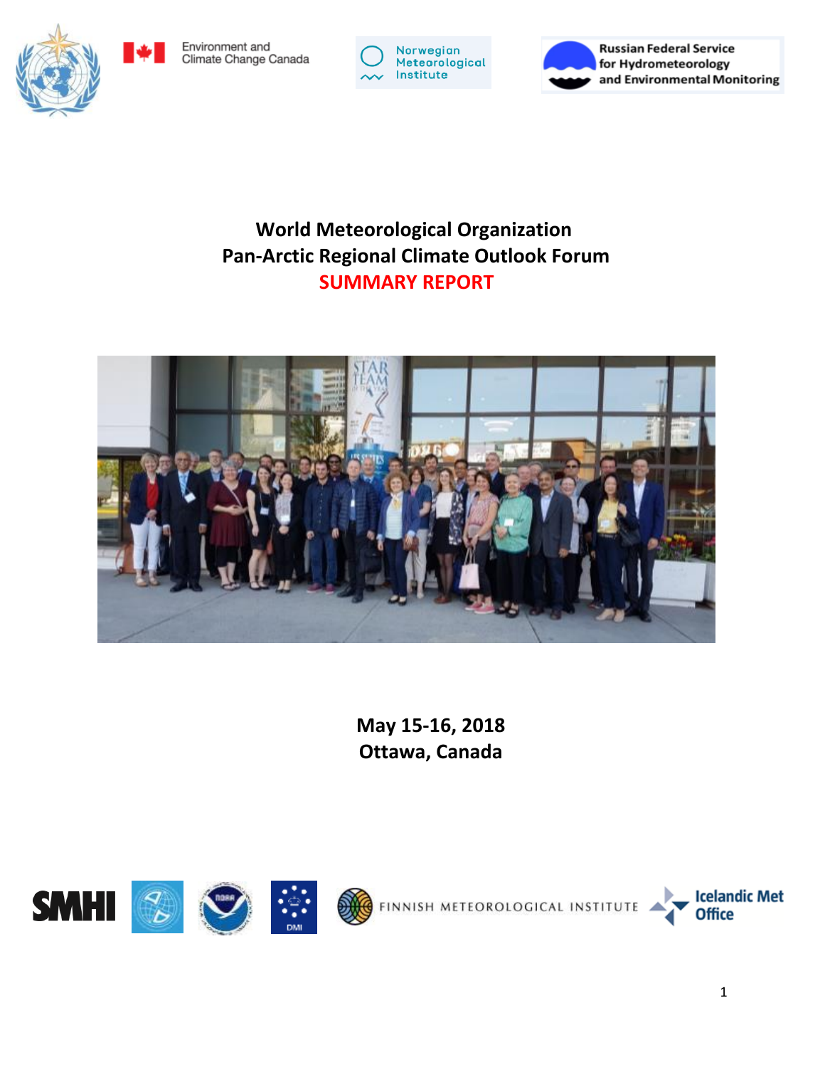# World Meteorological Organization
# Pan-Arctic Regional Climate Outlook Forum
# SUMMARY REPORT

**May 15-16, 2018**
**Ottawa, Canada**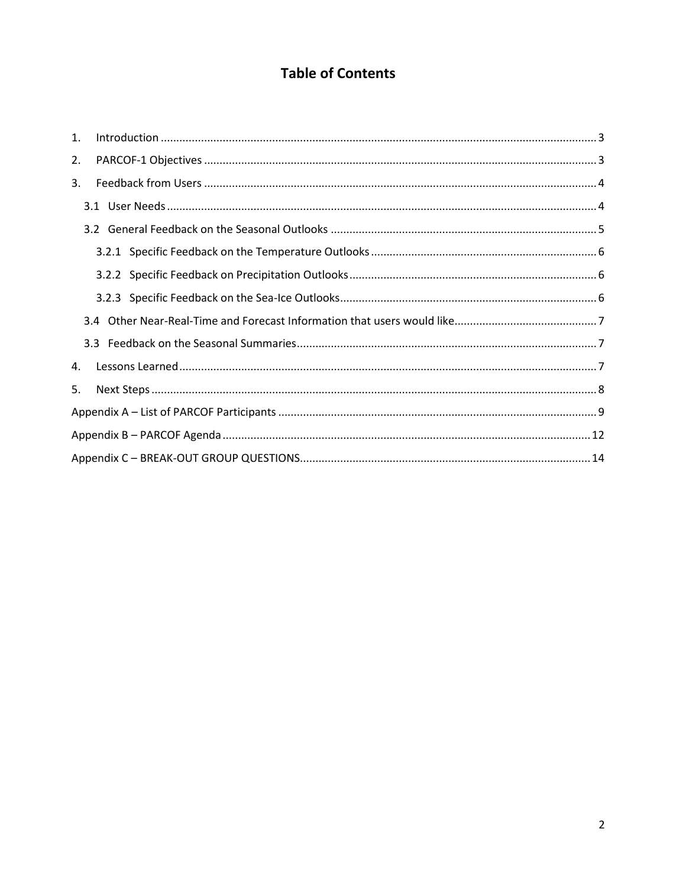# Table of Contents

1. Introduction ........................................................................................................................................ 3
2. PARCOF-1 Objectives .......................................................................................................................... 3
3. Feedback from Users .......................................................................................................................... 4
   - 3.1 User Needs ..................................................................................................................................... 4
   - 3.2 General Feedback on the Seasonal Outlooks .................................................................................. 5
     - 3.2.1 Specific Feedback on the Temperature Outlooks ..................................................................... 6
     - 3.2.2 Specific Feedback on Precipitation Outlooks ............................................................................ 6
     - 3.2.3 Specific Feedback on the Sea-Ice Outlooks ............................................................................... 6
   - 3.4 Other Near-Real-Time and Forecast Information that users would like ......................................... 7
   - 3.3 Feedback on the Seasonal Summaries ............................................................................................ 7
4. Lessons Learned .................................................................................................................................. 7
5. Next Steps ........................................................................................................................................... 8

Appendix A – List of PARCOF Participants ................................................................................................ 9

Appendix B – PARCOF Agenda ................................................................................................................ 12

Appendix C – BREAK-OUT GROUP QUESTIONS ....................................................................................... 14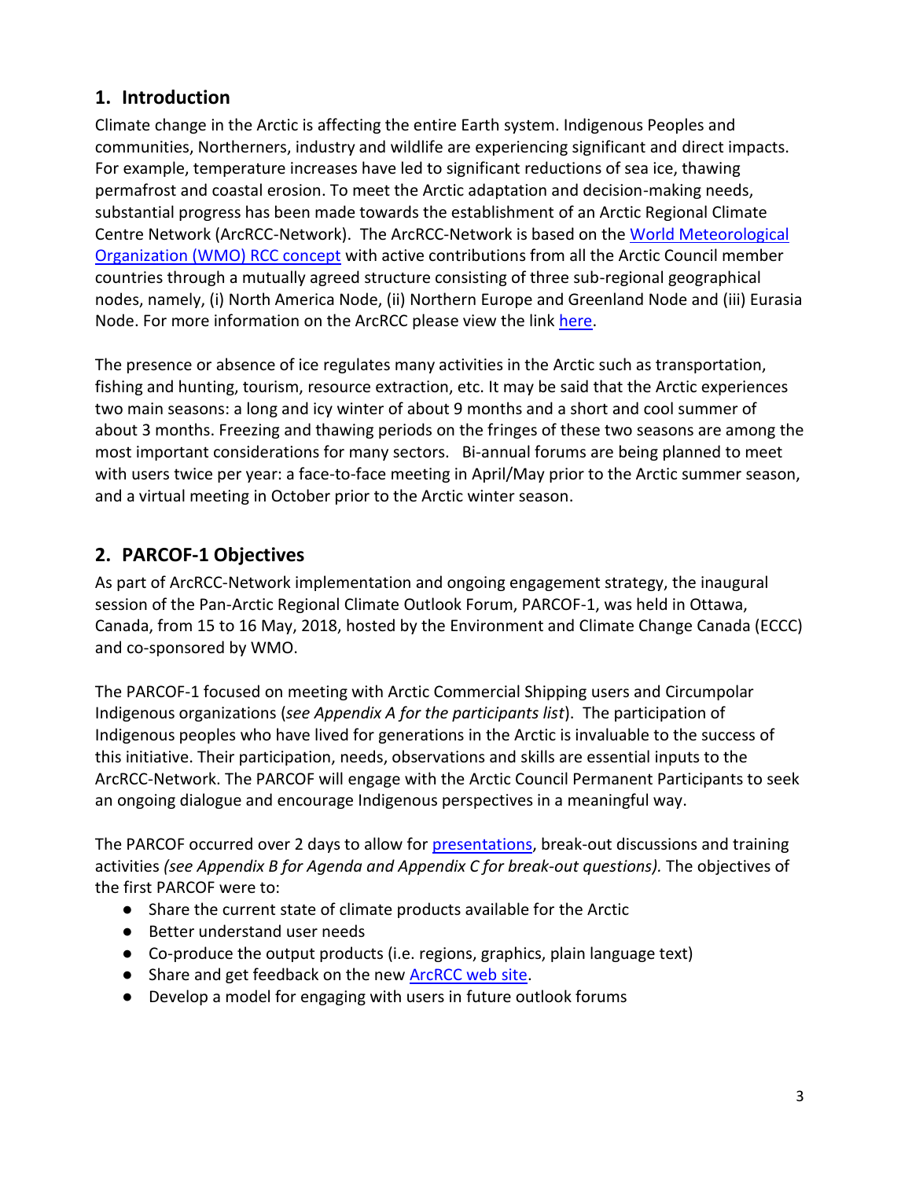## 1. Introduction

Climate change in the Arctic is affecting the entire Earth system. Indigenous Peoples and communities, Northerners, industry and wildlife are experiencing significant and direct impacts. For example, temperature increases have led to significant reductions of sea ice, thawing permafrost and coastal erosion. To meet the Arctic adaptation and decision-making needs, substantial progress has been made towards the establishment of an Arctic Regional Climate Centre Network (ArcRCC-Network). The ArcRCC-Network is based on the World Meteorological Organization (WMO) RCC concept with active contributions from all the Arctic Council member countries through a mutually agreed structure consisting of three sub-regional geographical nodes, namely, (i) North America Node, (ii) Northern Europe and Greenland Node and (iii) Eurasia Node. For more information on the ArcRCC please view the link here.

The presence or absence of ice regulates many activities in the Arctic such as transportation, fishing and hunting, tourism, resource extraction, etc. It may be said that the Arctic experiences two main seasons: a long and icy winter of about 9 months and a short and cool summer of about 3 months. Freezing and thawing periods on the fringes of these two seasons are among the most important considerations for many sectors. Bi-annual forums are being planned to meet with users twice per year: a face-to-face meeting in April/May prior to the Arctic summer season, and a virtual meeting in October prior to the Arctic winter season.

## 2. PARCOF-1 Objectives

As part of ArcRCC-Network implementation and ongoing engagement strategy, the inaugural session of the Pan-Arctic Regional Climate Outlook Forum, PARCOF-1, was held in Ottawa, Canada, from 15 to 16 May, 2018, hosted by the Environment and Climate Change Canada (ECCC) and co-sponsored by WMO.

The PARCOF-1 focused on meeting with Arctic Commercial Shipping users and Circumpolar Indigenous organizations (*see Appendix A for the participants list*). The participation of Indigenous peoples who have lived for generations in the Arctic is invaluable to the success of this initiative. Their participation, needs, observations and skills are essential inputs to the ArcRCC-Network. The PARCOF will engage with the Arctic Council Permanent Participants to seek an ongoing dialogue and encourage Indigenous perspectives in a meaningful way.

The PARCOF occurred over 2 days to allow for presentations, break-out discussions and training activities *(see Appendix B for Agenda and Appendix C for break-out questions).* The objectives of the first PARCOF were to:

- Share the current state of climate products available for the Arctic
- Better understand user needs
- Co-produce the output products (i.e. regions, graphics, plain language text)
- Share and get feedback on the new ArcRCC web site.
- Develop a model for engaging with users in future outlook forums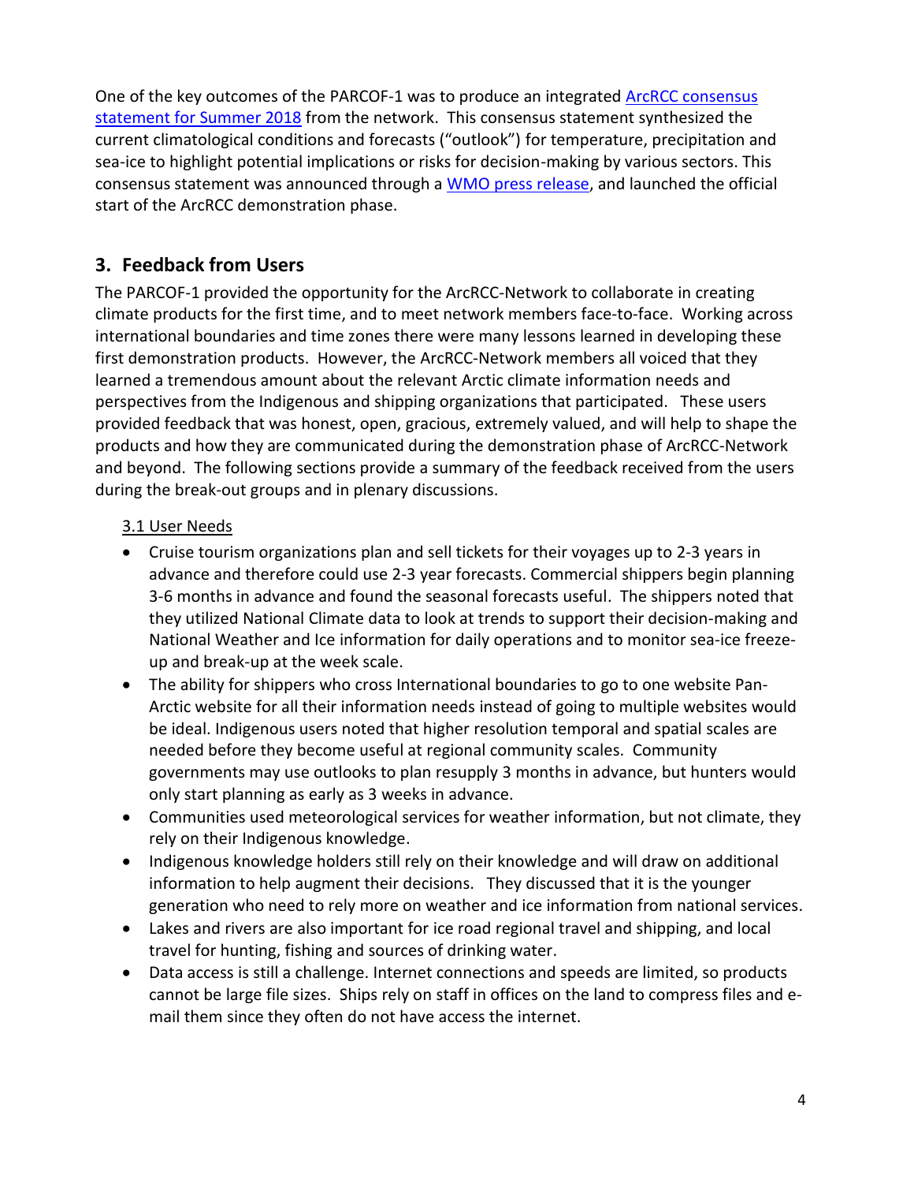One of the key outcomes of the PARCOF-1 was to produce an integrated ArcRCC consensus statement for Summer 2018 from the network. This consensus statement synthesized the current climatological conditions and forecasts ("outlook") for temperature, precipitation and sea-ice to highlight potential implications or risks for decision-making by various sectors. This consensus statement was announced through a WMO press release, and launched the official start of the ArcRCC demonstration phase.

## 3. Feedback from Users

The PARCOF-1 provided the opportunity for the ArcRCC-Network to collaborate in creating climate products for the first time, and to meet network members face-to-face. Working across international boundaries and time zones there were many lessons learned in developing these first demonstration products. However, the ArcRCC-Network members all voiced that they learned a tremendous amount about the relevant Arctic climate information needs and perspectives from the Indigenous and shipping organizations that participated. These users provided feedback that was honest, open, gracious, extremely valued, and will help to shape the products and how they are communicated during the demonstration phase of ArcRCC-Network and beyond. The following sections provide a summary of the feedback received from the users during the break-out groups and in plenary discussions.

### 3.1 User Needs

- Cruise tourism organizations plan and sell tickets for their voyages up to 2-3 years in advance and therefore could use 2-3 year forecasts. Commercial shippers begin planning 3-6 months in advance and found the seasonal forecasts useful. The shippers noted that they utilized National Climate data to look at trends to support their decision-making and National Weather and Ice information for daily operations and to monitor sea-ice freeze-up and break-up at the week scale.
- The ability for shippers who cross International boundaries to go to one website Pan-Arctic website for all their information needs instead of going to multiple websites would be ideal. Indigenous users noted that higher resolution temporal and spatial scales are needed before they become useful at regional community scales. Community governments may use outlooks to plan resupply 3 months in advance, but hunters would only start planning as early as 3 weeks in advance.
- Communities used meteorological services for weather information, but not climate, they rely on their Indigenous knowledge.
- Indigenous knowledge holders still rely on their knowledge and will draw on additional information to help augment their decisions. They discussed that it is the younger generation who need to rely more on weather and ice information from national services.
- Lakes and rivers are also important for ice road regional travel and shipping, and local travel for hunting, fishing and sources of drinking water.
- Data access is still a challenge. Internet connections and speeds are limited, so products cannot be large file sizes. Ships rely on staff in offices on the land to compress files and e-mail them since they often do not have access the internet.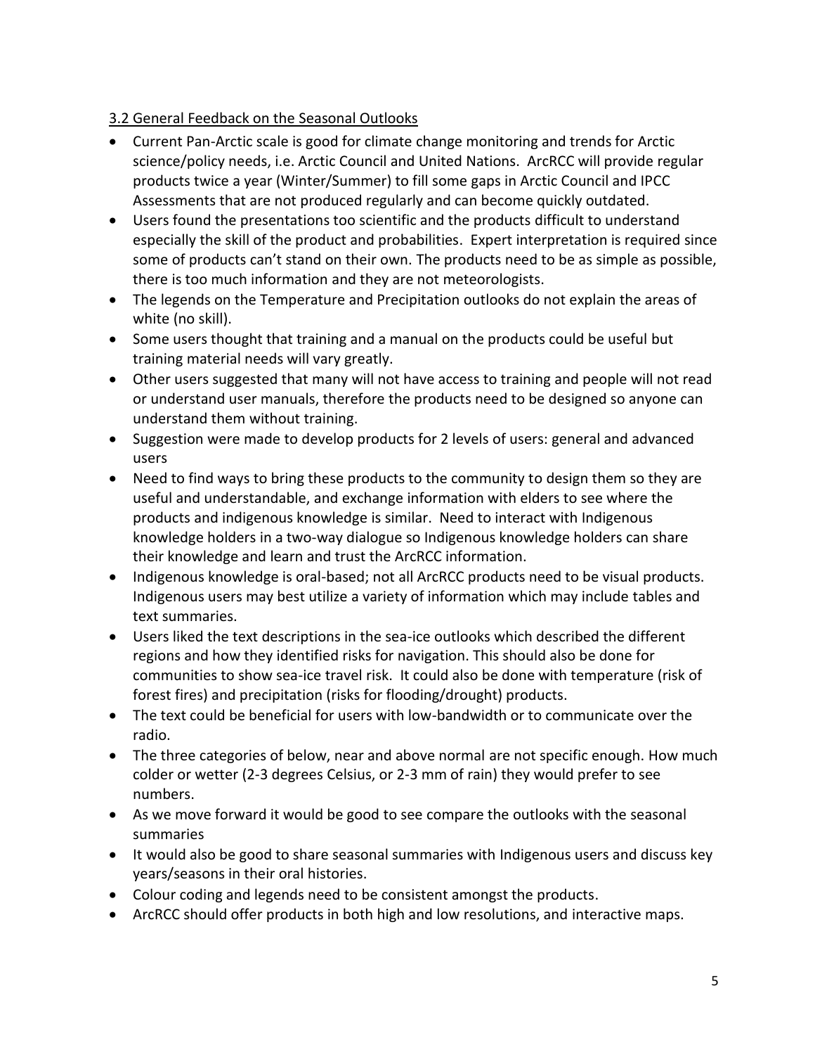### 3.2 General Feedback on the Seasonal Outlooks

- Current Pan-Arctic scale is good for climate change monitoring and trends for Arctic science/policy needs, i.e. Arctic Council and United Nations. ArcRCC will provide regular products twice a year (Winter/Summer) to fill some gaps in Arctic Council and IPCC Assessments that are not produced regularly and can become quickly outdated.
- Users found the presentations too scientific and the products difficult to understand especially the skill of the product and probabilities. Expert interpretation is required since some of products can't stand on their own. The products need to be as simple as possible, there is too much information and they are not meteorologists.
- The legends on the Temperature and Precipitation outlooks do not explain the areas of white (no skill).
- Some users thought that training and a manual on the products could be useful but training material needs will vary greatly.
- Other users suggested that many will not have access to training and people will not read or understand user manuals, therefore the products need to be designed so anyone can understand them without training.
- Suggestion were made to develop products for 2 levels of users: general and advanced users
- Need to find ways to bring these products to the community to design them so they are useful and understandable, and exchange information with elders to see where the products and indigenous knowledge is similar. Need to interact with Indigenous knowledge holders in a two-way dialogue so Indigenous knowledge holders can share their knowledge and learn and trust the ArcRCC information.
- Indigenous knowledge is oral-based; not all ArcRCC products need to be visual products. Indigenous users may best utilize a variety of information which may include tables and text summaries.
- Users liked the text descriptions in the sea-ice outlooks which described the different regions and how they identified risks for navigation. This should also be done for communities to show sea-ice travel risk. It could also be done with temperature (risk of forest fires) and precipitation (risks for flooding/drought) products.
- The text could be beneficial for users with low-bandwidth or to communicate over the radio.
- The three categories of below, near and above normal are not specific enough. How much colder or wetter (2-3 degrees Celsius, or 2-3 mm of rain) they would prefer to see numbers.
- As we move forward it would be good to see compare the outlooks with the seasonal summaries
- It would also be good to share seasonal summaries with Indigenous users and discuss key years/seasons in their oral histories.
- Colour coding and legends need to be consistent amongst the products.
- ArcRCC should offer products in both high and low resolutions, and interactive maps.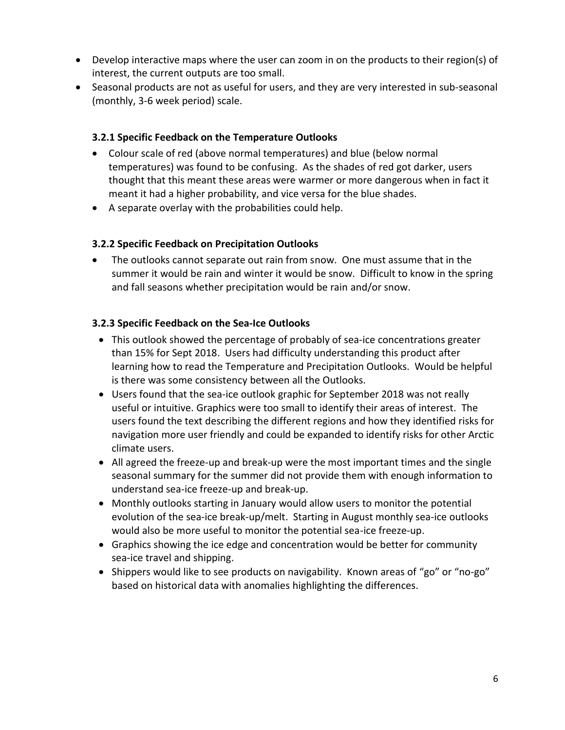- Develop interactive maps where the user can zoom in on the products to their region(s) of interest, the current outputs are too small.
- Seasonal products are not as useful for users, and they are very interested in sub-seasonal (monthly, 3-6 week period) scale.

### 3.2.1 Specific Feedback on the Temperature Outlooks

- Colour scale of red (above normal temperatures) and blue (below normal temperatures) was found to be confusing. As the shades of red got darker, users thought that this meant these areas were warmer or more dangerous when in fact it meant it had a higher probability, and vice versa for the blue shades.
- A separate overlay with the probabilities could help.

### 3.2.2 Specific Feedback on Precipitation Outlooks

- The outlooks cannot separate out rain from snow. One must assume that in the summer it would be rain and winter it would be snow. Difficult to know in the spring and fall seasons whether precipitation would be rain and/or snow.

### 3.2.3 Specific Feedback on the Sea-Ice Outlooks

- This outlook showed the percentage of probably of sea-ice concentrations greater than 15% for Sept 2018. Users had difficulty understanding this product after learning how to read the Temperature and Precipitation Outlooks. Would be helpful is there was some consistency between all the Outlooks.
- Users found that the sea-ice outlook graphic for September 2018 was not really useful or intuitive. Graphics were too small to identify their areas of interest. The users found the text describing the different regions and how they identified risks for navigation more user friendly and could be expanded to identify risks for other Arctic climate users.
- All agreed the freeze-up and break-up were the most important times and the single seasonal summary for the summer did not provide them with enough information to understand sea-ice freeze-up and break-up.
- Monthly outlooks starting in January would allow users to monitor the potential evolution of the sea-ice break-up/melt. Starting in August monthly sea-ice outlooks would also be more useful to monitor the potential sea-ice freeze-up.
- Graphics showing the ice edge and concentration would be better for community sea-ice travel and shipping.
- Shippers would like to see products on navigability. Known areas of "go" or "no-go" based on historical data with anomalies highlighting the differences.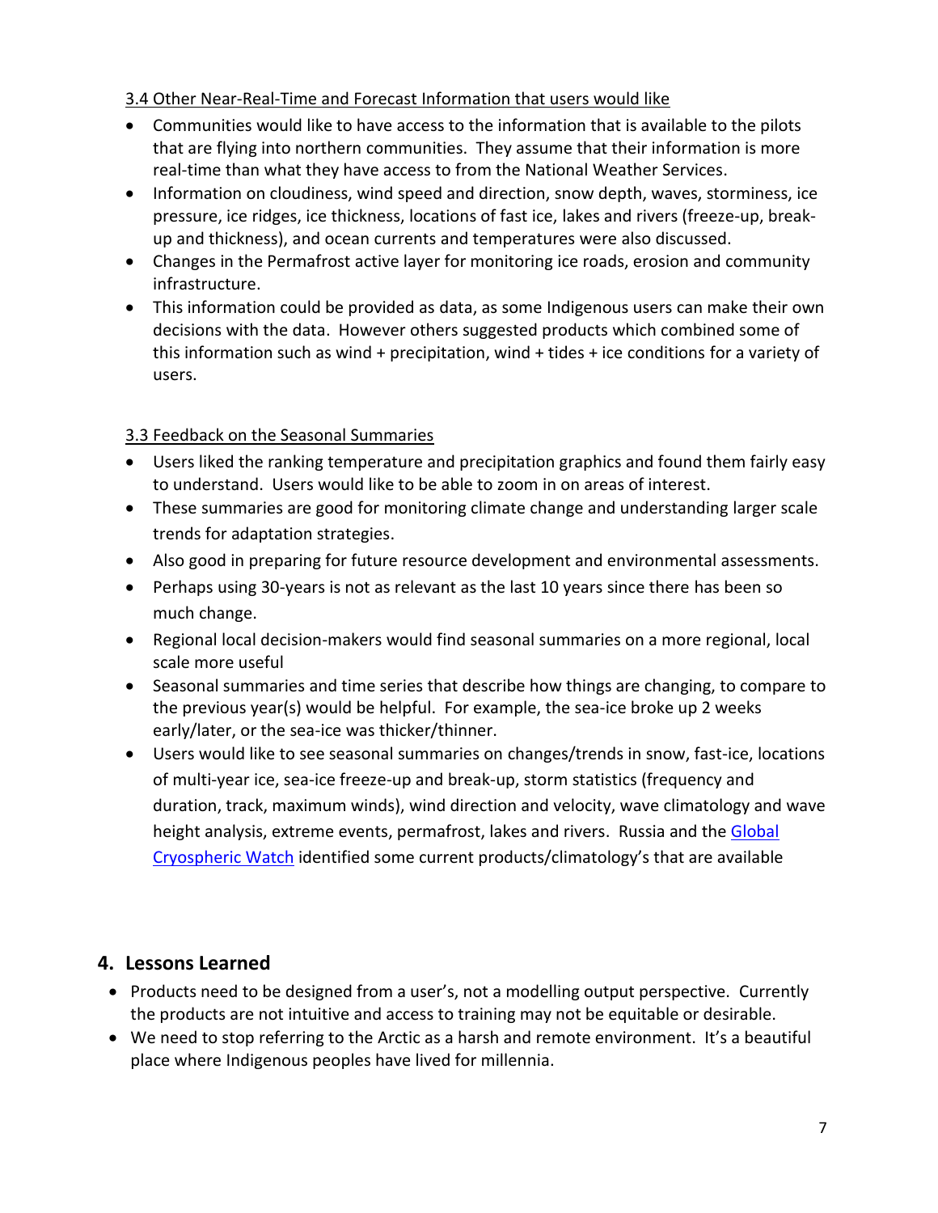### 3.4 Other Near-Real-Time and Forecast Information that users would like

- Communities would like to have access to the information that is available to the pilots that are flying into northern communities. They assume that their information is more real-time than what they have access to from the National Weather Services.
- Information on cloudiness, wind speed and direction, snow depth, waves, storminess, ice pressure, ice ridges, ice thickness, locations of fast ice, lakes and rivers (freeze-up, break-up and thickness), and ocean currents and temperatures were also discussed.
- Changes in the Permafrost active layer for monitoring ice roads, erosion and community infrastructure.
- This information could be provided as data, as some Indigenous users can make their own decisions with the data. However others suggested products which combined some of this information such as wind + precipitation, wind + tides + ice conditions for a variety of users.

### 3.3 Feedback on the Seasonal Summaries

- Users liked the ranking temperature and precipitation graphics and found them fairly easy to understand. Users would like to be able to zoom in on areas of interest.
- These summaries are good for monitoring climate change and understanding larger scale trends for adaptation strategies.
- Also good in preparing for future resource development and environmental assessments.
- Perhaps using 30-years is not as relevant as the last 10 years since there has been so much change.
- Regional local decision-makers would find seasonal summaries on a more regional, local scale more useful
- Seasonal summaries and time series that describe how things are changing, to compare to the previous year(s) would be helpful. For example, the sea-ice broke up 2 weeks early/later, or the sea-ice was thicker/thinner.
- Users would like to see seasonal summaries on changes/trends in snow, fast-ice, locations of multi-year ice, sea-ice freeze-up and break-up, storm statistics (frequency and duration, track, maximum winds), wind direction and velocity, wave climatology and wave height analysis, extreme events, permafrost, lakes and rivers. Russia and the Global Cryospheric Watch identified some current products/climatology's that are available

## 4. Lessons Learned

- Products need to be designed from a user's, not a modelling output perspective. Currently the products are not intuitive and access to training may not be equitable or desirable.
- We need to stop referring to the Arctic as a harsh and remote environment. It's a beautiful place where Indigenous peoples have lived for millennia.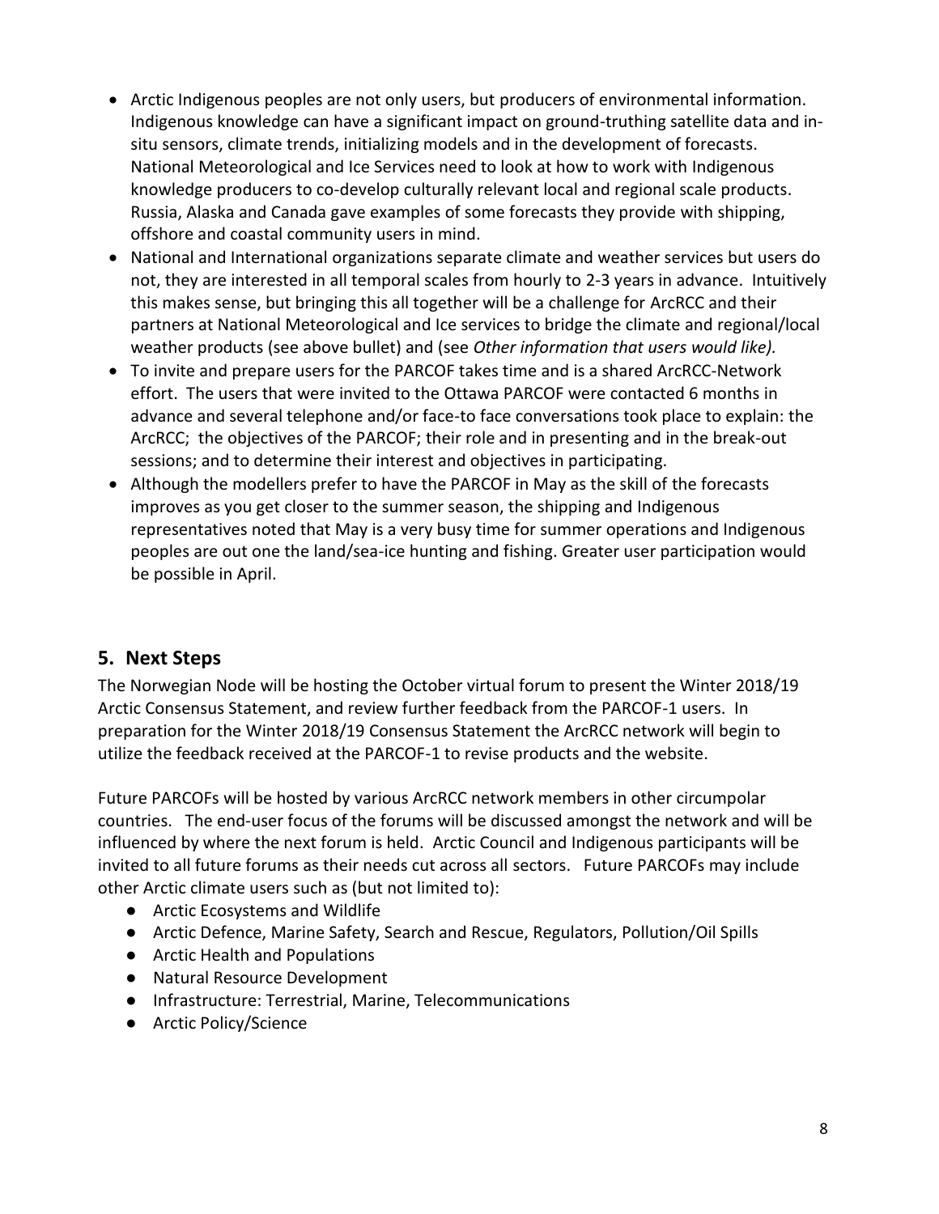- Arctic Indigenous peoples are not only users, but producers of environmental information. Indigenous knowledge can have a significant impact on ground-truthing satellite data and in-situ sensors, climate trends, initializing models and in the development of forecasts. National Meteorological and Ice Services need to look at how to work with Indigenous knowledge producers to co-develop culturally relevant local and regional scale products. Russia, Alaska and Canada gave examples of some forecasts they provide with shipping, offshore and coastal community users in mind.
- National and International organizations separate climate and weather services but users do not, they are interested in all temporal scales from hourly to 2-3 years in advance. Intuitively this makes sense, but bringing this all together will be a challenge for ArcRCC and their partners at National Meteorological and Ice services to bridge the climate and regional/local weather products (see above bullet) and (see *Other information that users would like).*
- To invite and prepare users for the PARCOF takes time and is a shared ArcRCC-Network effort. The users that were invited to the Ottawa PARCOF were contacted 6 months in advance and several telephone and/or face-to face conversations took place to explain: the ArcRCC; the objectives of the PARCOF; their role and in presenting and in the break-out sessions; and to determine their interest and objectives in participating.
- Although the modellers prefer to have the PARCOF in May as the skill of the forecasts improves as you get closer to the summer season, the shipping and Indigenous representatives noted that May is a very busy time for summer operations and Indigenous peoples are out one the land/sea-ice hunting and fishing. Greater user participation would be possible in April.

## 5. Next Steps

The Norwegian Node will be hosting the October virtual forum to present the Winter 2018/19 Arctic Consensus Statement, and review further feedback from the PARCOF-1 users. In preparation for the Winter 2018/19 Consensus Statement the ArcRCC network will begin to utilize the feedback received at the PARCOF-1 to revise products and the website.

Future PARCOFs will be hosted by various ArcRCC network members in other circumpolar countries. The end-user focus of the forums will be discussed amongst the network and will be influenced by where the next forum is held. Arctic Council and Indigenous participants will be invited to all future forums as their needs cut across all sectors. Future PARCOFs may include other Arctic climate users such as (but not limited to):

- Arctic Ecosystems and Wildlife
- Arctic Defence, Marine Safety, Search and Rescue, Regulators, Pollution/Oil Spills
- Arctic Health and Populations
- Natural Resource Development
- Infrastructure: Terrestrial, Marine, Telecommunications
- Arctic Policy/Science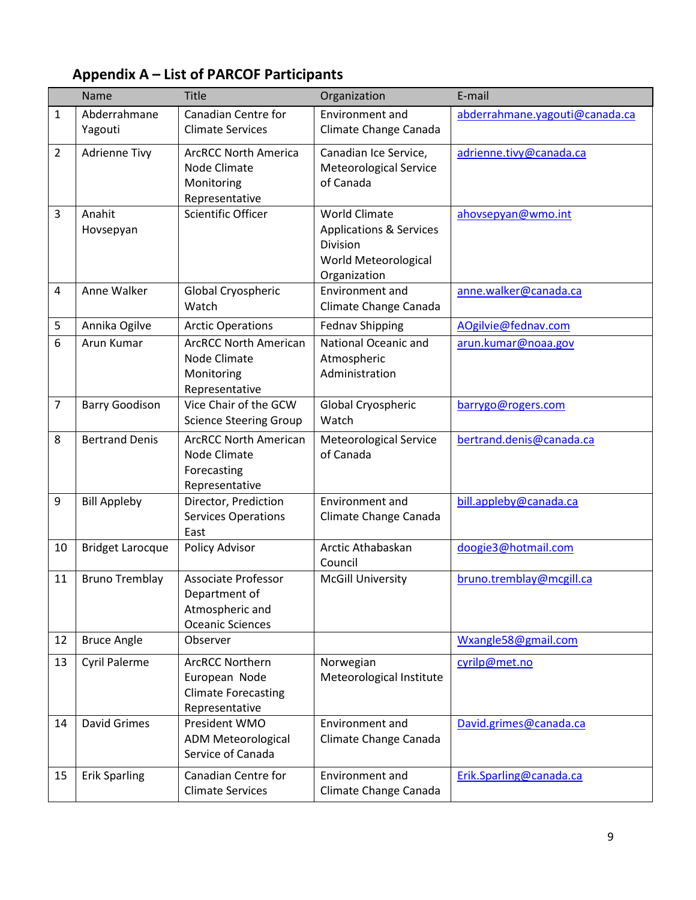## Appendix A – List of PARCOF Participants

| | Name | Title | Organization | E-mail |
|---|---|---|---|---|
| 1 | Abderrahmane Yagouti | Canadian Centre for Climate Services | Environment and Climate Change Canada | abderrahmane.yagouti@canada.ca |
| 2 | Adrienne Tivy | ArcRCC North America Node Climate Monitoring Representative | Canadian Ice Service, Meteorological Service of Canada | adrienne.tivy@canada.ca |
| 3 | Anahit Hovsepyan | Scientific Officer | World Climate Applications & Services Division World Meteorological Organization | ahovsepyan@wmo.int |
| 4 | Anne Walker | Global Cryospheric Watch | Environment and Climate Change Canada | anne.walker@canada.ca |
| 5 | Annika Ogilve | Arctic Operations | Fednav Shipping | AOgilvie@fednav.com |
| 6 | Arun Kumar | ArcRCC North American Node Climate Monitoring Representative | National Oceanic and Atmospheric Administration | arun.kumar@noaa.gov |
| 7 | Barry Goodison | Vice Chair of the GCW Science Steering Group | Global Cryospheric Watch | barrygo@rogers.com |
| 8 | Bertrand Denis | ArcRCC North American Node Climate Forecasting Representative | Meteorological Service of Canada | bertrand.denis@canada.ca |
| 9 | Bill Appleby | Director, Prediction Services Operations East | Environment and Climate Change Canada | bill.appleby@canada.ca |
| 10 | Bridget Larocque | Policy Advisor | Arctic Athabaskan Council | doogie3@hotmail.com |
| 11 | Bruno Tremblay | Associate Professor Department of Atmospheric and Oceanic Sciences | McGill University | bruno.tremblay@mcgill.ca |
| 12 | Bruce Angle | Observer | | Wxangle58@gmail.com |
| 13 | Cyril Palerme | ArcRCC Northern European Node Climate Forecasting Representative | Norwegian Meteorological Institute | cyrilp@met.no |
| 14 | David Grimes | President WMO ADM Meteorological Service of Canada | Environment and Climate Change Canada | David.grimes@canada.ca |
| 15 | Erik Sparling | Canadian Centre for Climate Services | Environment and Climate Change Canada | Erik.Sparling@canada.ca |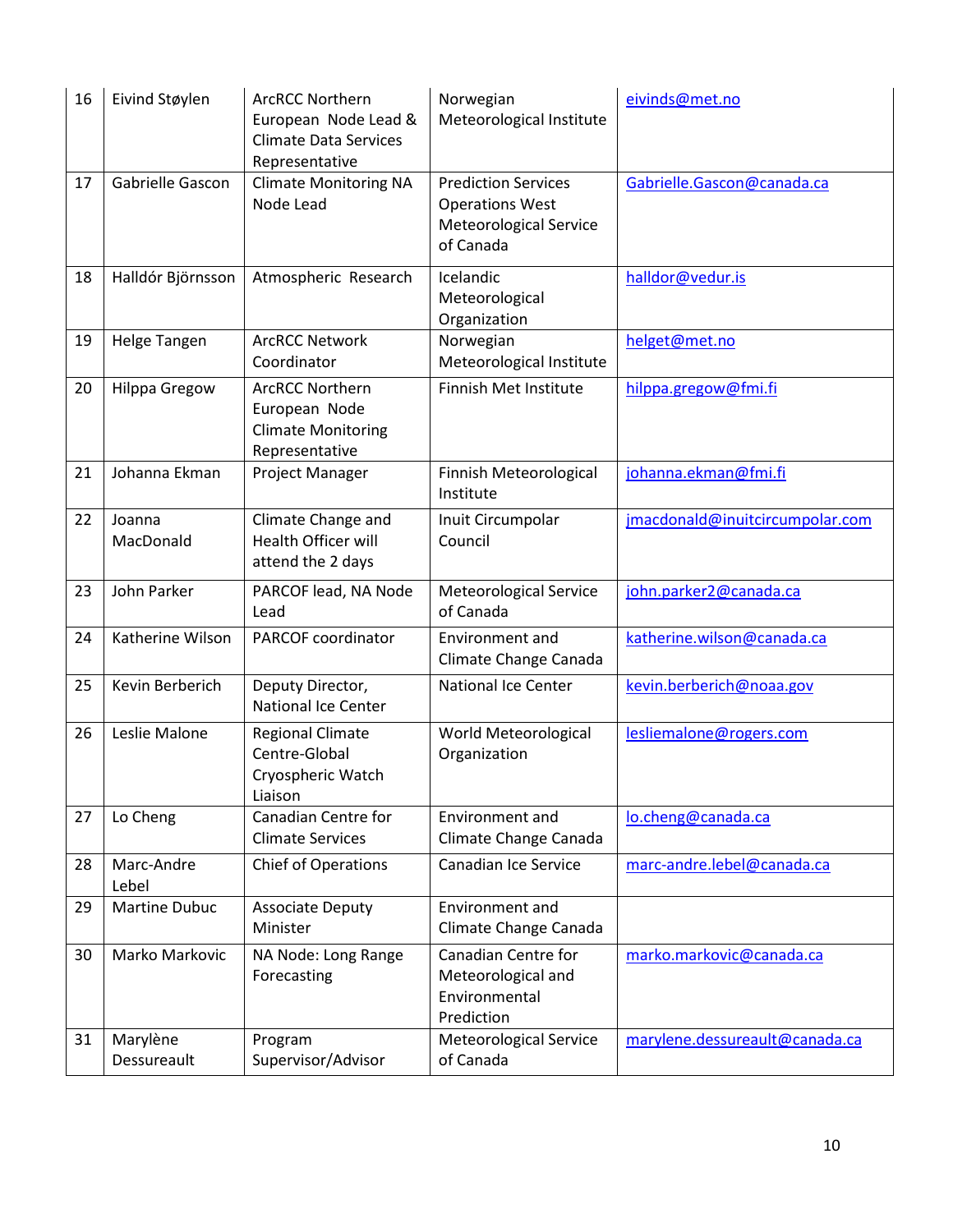| 16 | Eivind Støylen | ArcRCC Northern European Node Lead & Climate Data Services Representative | Norwegian Meteorological Institute | eivinds@met.no |
|---|---|---|---|---|
| 17 | Gabrielle Gascon | Climate Monitoring NA Node Lead | Prediction Services Operations West Meteorological Service of Canada | Gabrielle.Gascon@canada.ca |
| 18 | Halldór Björnsson | Atmospheric Research | Icelandic Meteorological Organization | halldor@vedur.is |
| 19 | Helge Tangen | ArcRCC Network Coordinator | Norwegian Meteorological Institute | helget@met.no |
| 20 | Hilppa Gregow | ArcRCC Northern European Node Climate Monitoring Representative | Finnish Met Institute | hilppa.gregow@fmi.fi |
| 21 | Johanna Ekman | Project Manager | Finnish Meteorological Institute | johanna.ekman@fmi.fi |
| 22 | Joanna MacDonald | Climate Change and Health Officer will attend the 2 days | Inuit Circumpolar Council | jmacdonald@inuitcircumpolar.com |
| 23 | John Parker | PARCOF lead, NA Node Lead | Meteorological Service of Canada | john.parker2@canada.ca |
| 24 | Katherine Wilson | PARCOF coordinator | Environment and Climate Change Canada | katherine.wilson@canada.ca |
| 25 | Kevin Berberich | Deputy Director, National Ice Center | National Ice Center | kevin.berberich@noaa.gov |
| 26 | Leslie Malone | Regional Climate Centre-Global Cryospheric Watch Liaison | World Meteorological Organization | lesliemalone@rogers.com |
| 27 | Lo Cheng | Canadian Centre for Climate Services | Environment and Climate Change Canada | lo.cheng@canada.ca |
| 28 | Marc-Andre Lebel | Chief of Operations | Canadian Ice Service | marc-andre.lebel@canada.ca |
| 29 | Martine Dubuc | Associate Deputy Minister | Environment and Climate Change Canada | |
| 30 | Marko Markovic | NA Node: Long Range Forecasting | Canadian Centre for Meteorological and Environmental Prediction | marko.markovic@canada.ca |
| 31 | Marylène Dessureault | Program Supervisor/Advisor | Meteorological Service of Canada | marylene.dessureault@canada.ca |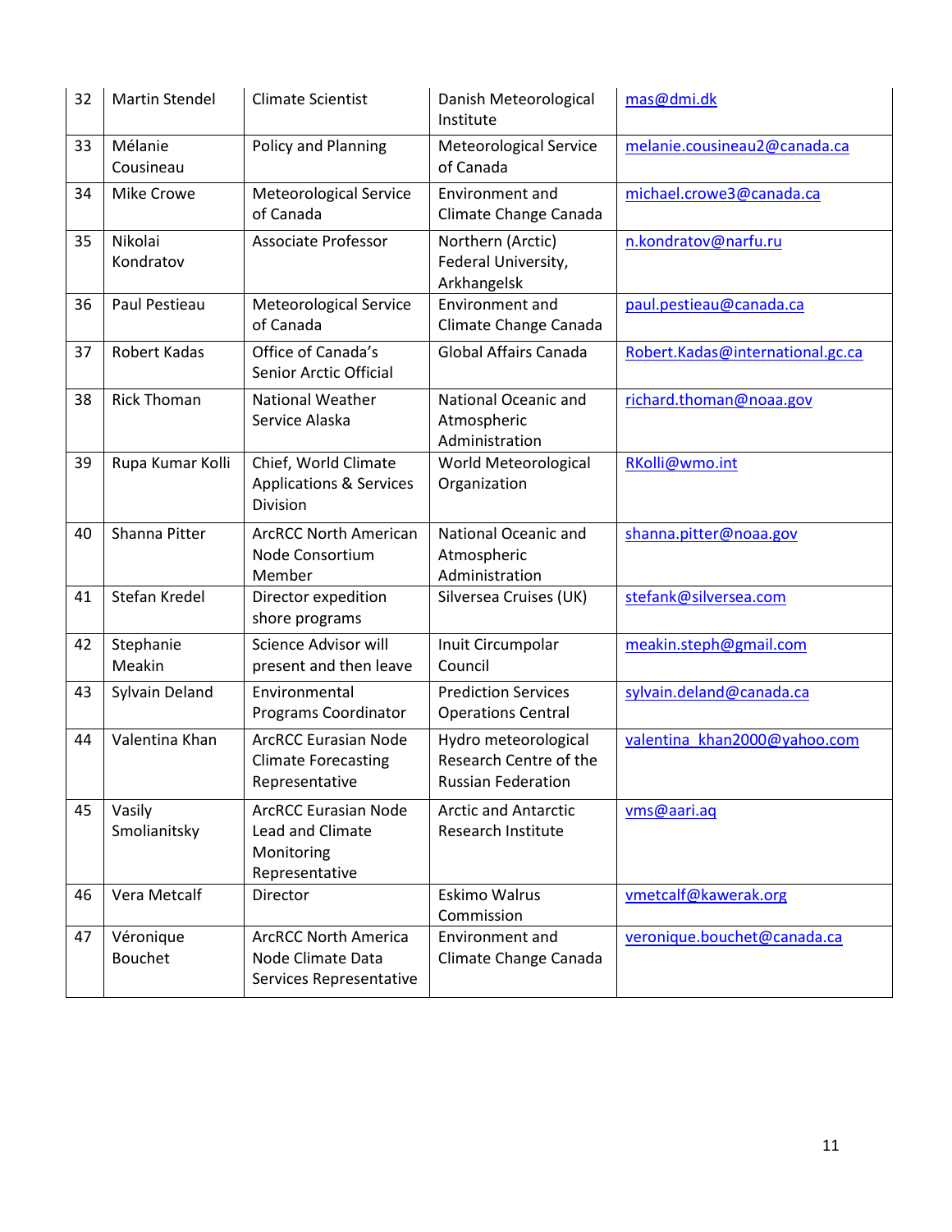| 32 | Martin Stendel | Climate Scientist | Danish Meteorological Institute | mas@dmi.dk |
|---|---|---|---|---|
| 33 | Mélanie Cousineau | Policy and Planning | Meteorological Service of Canada | melanie.cousineau2@canada.ca |
| 34 | Mike Crowe | Meteorological Service of Canada | Environment and Climate Change Canada | michael.crowe3@canada.ca |
| 35 | Nikolai Kondratov | Associate Professor | Northern (Arctic) Federal University, Arkhangelsk | n.kondratov@narfu.ru |
| 36 | Paul Pestieau | Meteorological Service of Canada | Environment and Climate Change Canada | paul.pestieau@canada.ca |
| 37 | Robert Kadas | Office of Canada's Senior Arctic Official | Global Affairs Canada | Robert.Kadas@international.gc.ca |
| 38 | Rick Thoman | National Weather Service Alaska | National Oceanic and Atmospheric Administration | richard.thoman@noaa.gov |
| 39 | Rupa Kumar Kolli | Chief, World Climate Applications & Services Division | World Meteorological Organization | RKolli@wmo.int |
| 40 | Shanna Pitter | ArcRCC North American Node Consortium Member | National Oceanic and Atmospheric Administration | shanna.pitter@noaa.gov |
| 41 | Stefan Kredel | Director expedition shore programs | Silversea Cruises (UK) | stefank@silversea.com |
| 42 | Stephanie Meakin | Science Advisor will present and then leave | Inuit Circumpolar Council | meakin.steph@gmail.com |
| 43 | Sylvain Deland | Environmental Programs Coordinator | Prediction Services Operations Central | sylvain.deland@canada.ca |
| 44 | Valentina Khan | ArcRCC Eurasian Node Climate Forecasting Representative | Hydro meteorological Research Centre of the Russian Federation | valentina_khan2000@yahoo.com |
| 45 | Vasily Smolianitsky | ArcRCC Eurasian Node Lead and Climate Monitoring Representative | Arctic and Antarctic Research Institute | vms@aari.aq |
| 46 | Vera Metcalf | Director | Eskimo Walrus Commission | vmetcalf@kawerak.org |
| 47 | Véronique Bouchet | ArcRCC North America Node Climate Data Services Representative | Environment and Climate Change Canada | veronique.bouchet@canada.ca |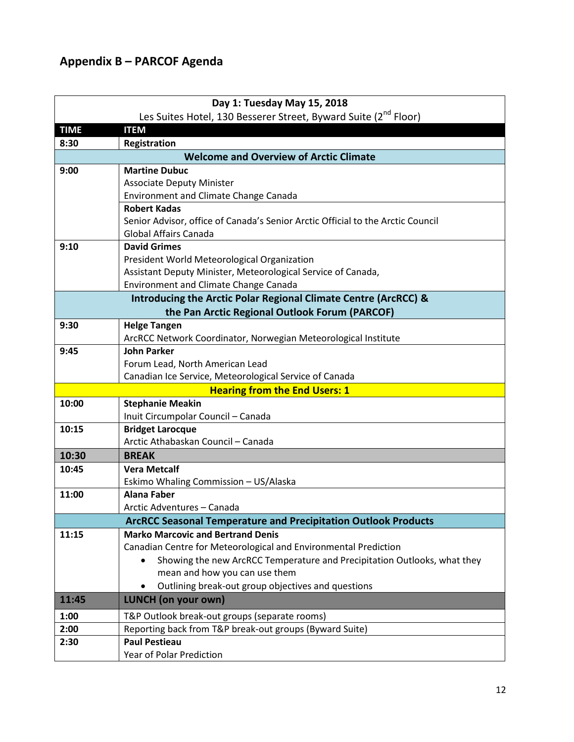# Appendix B – PARCOF Agenda

| Day 1: Tuesday May 15, 2018<br>Les Suites Hotel, 130 Besserer Street, Byward Suite (2nd Floor) | |
|---|---|
| **TIME** | **ITEM** |
| **8:30** | **Registration** |
| | **Welcome and Overview of Arctic Climate** |
| **9:00** | **Martine Dubuc**<br>Associate Deputy Minister<br>Environment and Climate Change Canada |
| | **Robert Kadas**<br>Senior Advisor, office of Canada's Senior Arctic Official to the Arctic Council<br>Global Affairs Canada |
| **9:10** | **David Grimes**<br>President World Meteorological Organization<br>Assistant Deputy Minister, Meteorological Service of Canada,<br>Environment and Climate Change Canada |
| | **Introducing the Arctic Polar Regional Climate Centre (ArcRCC) & the Pan Arctic Regional Outlook Forum (PARCOF)** |
| **9:30** | **Helge Tangen**<br>ArcRCC Network Coordinator, Norwegian Meteorological Institute |
| **9:45** | **John Parker**<br>Forum Lead, North American Lead<br>Canadian Ice Service, Meteorological Service of Canada |
| | **Hearing from the End Users: 1** |
| **10:00** | **Stephanie Meakin**<br>Inuit Circumpolar Council – Canada |
| **10:15** | **Bridget Larocque**<br>Arctic Athabaskan Council – Canada |
| **10:30** | **BREAK** |
| **10:45** | **Vera Metcalf**<br>Eskimo Whaling Commission – US/Alaska |
| **11:00** | **Alana Faber**<br>Arctic Adventures – Canada |
| | **ArcRCC Seasonal Temperature and Precipitation Outlook Products** |
| **11:15** | **Marko Marcovic and Bertrand Denis**<br>Canadian Centre for Meteorological and Environmental Prediction<br>• Showing the new ArcRCC Temperature and Precipitation Outlooks, what they mean and how you can use them<br>• Outlining break-out group objectives and questions |
| **11:45** | **LUNCH (on your own)** |
| **1:00** | T&P Outlook break-out groups (separate rooms) |
| **2:00** | Reporting back from T&P break-out groups (Byward Suite) |
| **2:30** | **Paul Pestieau**<br>Year of Polar Prediction |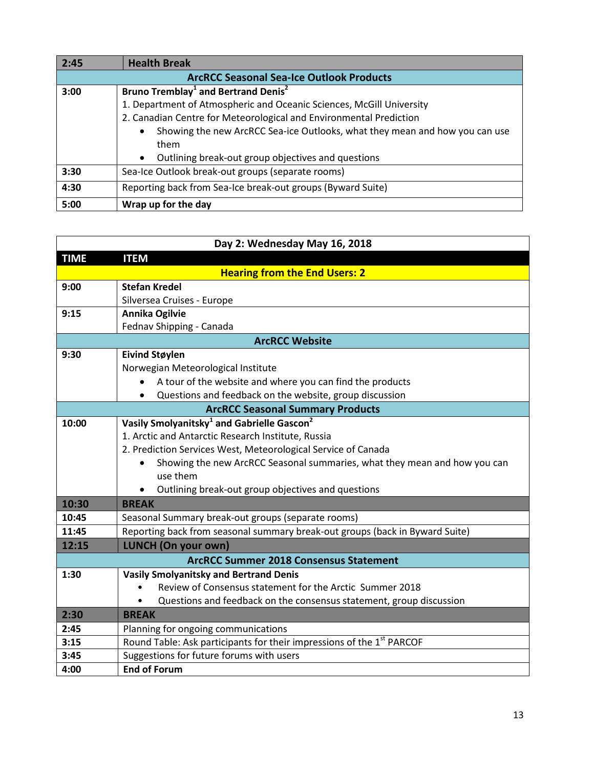| 2:45 | **Health Break** |
| --- | --- |
| | **ArcRCC Seasonal Sea-Ice Outlook Products** |
| 3:00 | **Bruno Tremblay[1] and Bertrand Denis[2]**<br>1. Department of Atmospheric and Oceanic Sciences, McGill University<br>2. Canadian Centre for Meteorological and Environmental Prediction<br>• Showing the new ArcRCC Sea-ice Outlooks, what they mean and how you can use them<br>• Outlining break-out group objectives and questions |
| 3:30 | Sea-Ice Outlook break-out groups (separate rooms) |
| 4:30 | Reporting back from Sea-Ice break-out groups (Byward Suite) |
| 5:00 | **Wrap up for the day** |

| | **Day 2: Wednesday May 16, 2018** |
| --- | --- |
| **TIME** | **ITEM** |
| | **Hearing from the End Users: 2** |
| 9:00 | **Stefan Kredel**<br>Silversea Cruises - Europe |
| 9:15 | **Annika Ogilvie**<br>Fednav Shipping - Canada |
| | **ArcRCC Website** |
| 9:30 | **Eivind Støylen**<br>Norwegian Meteorological Institute<br>• A tour of the website and where you can find the products<br>• Questions and feedback on the website, group discussion |
| | **ArcRCC Seasonal Summary Products** |
| 10:00 | **Vasily Smolyanitsky[1] and Gabrielle Gascon[2]**<br>1. Arctic and Antarctic Research Institute, Russia<br>2. Prediction Services West, Meteorological Service of Canada<br>• Showing the new ArcRCC Seasonal summaries, what they mean and how you can use them<br>• Outlining break-out group objectives and questions |
| **10:30** | **BREAK** |
| 10:45 | Seasonal Summary break-out groups (separate rooms) |
| 11:45 | Reporting back from seasonal summary break-out groups (back in Byward Suite) |
| **12:15** | **LUNCH (On your own)** |
| | **ArcRCC Summer 2018 Consensus Statement** |
| 1:30 | **Vasily Smolyanitsky and Bertrand Denis**<br>• Review of Consensus statement for the Arctic Summer 2018<br>• Questions and feedback on the consensus statement, group discussion |
| **2:30** | **BREAK** |
| 2:45 | Planning for ongoing communications |
| 3:15 | Round Table: Ask participants for their impressions of the 1st PARCOF |
| 3:45 | Suggestions for future forums with users |
| 4:00 | **End of Forum** |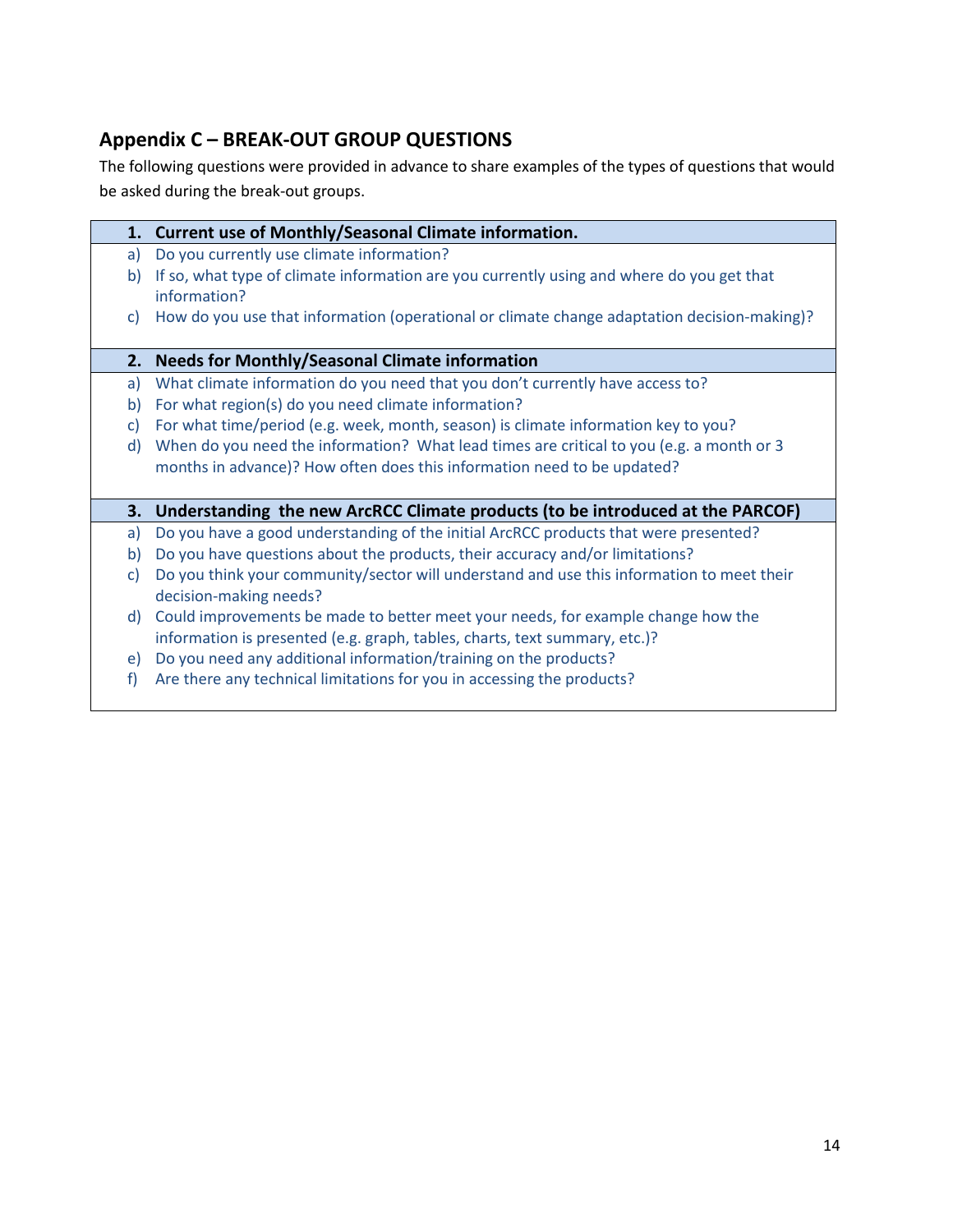## Appendix C – BREAK-OUT GROUP QUESTIONS

The following questions were provided in advance to share examples of the types of questions that would be asked during the break-out groups.

**1. Current use of Monthly/Seasonal Climate information.**

a) Do you currently use climate information?
b) If so, what type of climate information are you currently using and where do you get that information?
c) How do you use that information (operational or climate change adaptation decision-making)?

**2. Needs for Monthly/Seasonal Climate information**

a) What climate information do you need that you don't currently have access to?
b) For what region(s) do you need climate information?
c) For what time/period (e.g. week, month, season) is climate information key to you?
d) When do you need the information? What lead times are critical to you (e.g. a month or 3 months in advance)? How often does this information need to be updated?

**3. Understanding the new ArcRCC Climate products (to be introduced at the PARCOF)**

a) Do you have a good understanding of the initial ArcRCC products that were presented?
b) Do you have questions about the products, their accuracy and/or limitations?
c) Do you think your community/sector will understand and use this information to meet their decision-making needs?
d) Could improvements be made to better meet your needs, for example change how the information is presented (e.g. graph, tables, charts, text summary, etc.)?
e) Do you need any additional information/training on the products?
f) Are there any technical limitations for you in accessing the products?